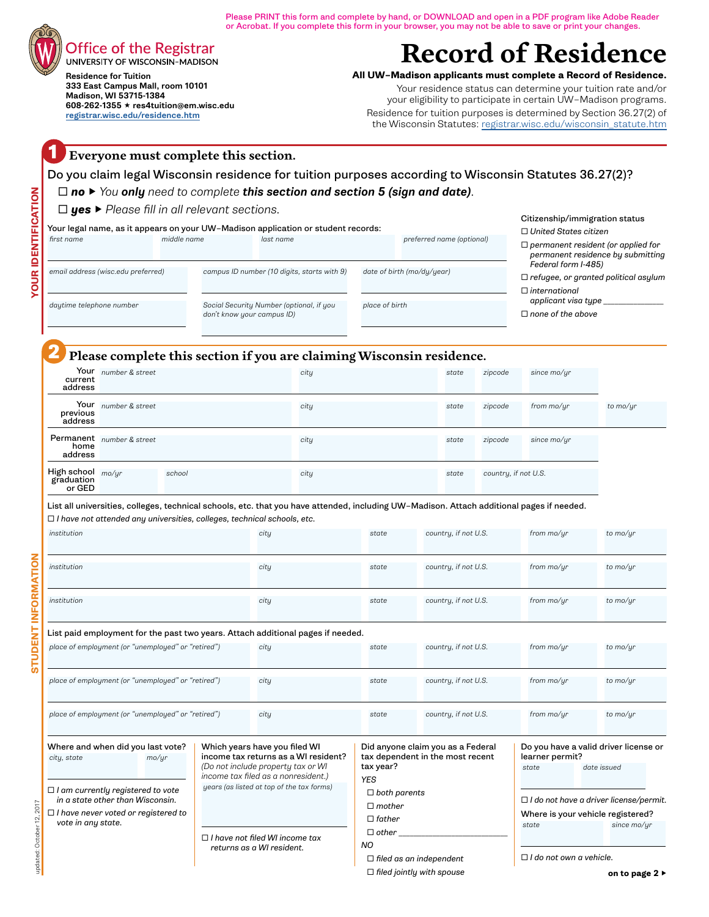Please PRINT this form and complete by hand, or DOWNLOAD and open in a PDF program like Adobe Reader or Acrobat. If you complete this form in your browser, you may not be able to save or print your changes.

**Office of the Registrar**
UNIVERSITY OF WISCONSIN–MADISON

**Residence for Tuition**
**333 East Campus Mall, room 10101**
**Madison, WI 53715-1384**
**608-262-1355 ★ res4tuition@em.wisc.edu**
**registrar.wisc.edu/residence.htm**

# Record of Residence

**All UW–Madison applicants must complete a Record of Residence.**

Your residence status can determine your tuition rate and/or your eligibility to participate in certain UW–Madison programs.

Residence for tuition purposes is determined by Section 36.27(2) of the Wisconsin Statutes: registrar.wisc.edu/wisconsin_statute.htm

## 1 Everyone must complete this section.

**YOUR IDENTIFICATION**

Do you claim legal Wisconsin residence for tuition purposes according to Wisconsin Statutes 36.27(2)?

☐ ***no*** ▶ *You **only** need to complete **this section and section 5 (sign and date)**.*

☐ ***yes*** ▶ *Please fill in all relevant sections.*

Your legal name, as it appears on your UW–Madison application or student records:

| first name | middle name | last name | preferred name (optional) |
|---|---|---|---|
| | | | |

| email address (wisc.edu preferred) | campus ID number (10 digits, starts with 9) | date of birth (mo/dy/year) |
|---|---|---|
| | | |

| daytime telephone number | Social Security Number (optional, if you don't know your campus ID) | place of birth |
|---|---|---|
| | | |

Citizenship/immigration status

- ☐ *United States citizen*
- ☐ *permanent resident (or applied for permanent residence by submitting Federal form I-485)*
- ☐ *refugee, or granted political asylum*
- ☐ *international applicant visa type* ______________
- ☐ *none of the above*

## 2 Please complete this section if you are claiming Wisconsin residence.

**STUDENT INFORMATION**

| | number & street | city | state | zipcode | since mo/yr | |
|---|---|---|---|---|---|---|
| Your current address | | | | | | |

| | number & street | city | state | zipcode | from mo/yr | to mo/yr |
|---|---|---|---|---|---|---|
| Your previous address | | | | | | |

| | number & street | city | state | zipcode | since mo/yr |
|---|---|---|---|---|---|
| Permanent home address | | | | | |

| | mo/yr | school | city | state | country, if not U.S. |
|---|---|---|---|---|---|
| High school graduation or GED | | | | | |

List all universities, colleges, technical schools, etc. that you have attended, including UW–Madison. Attach additional pages if needed.

☐ *I have not attended any universities, colleges, technical schools, etc.*

| institution | city | state | country, if not U.S. | from mo/yr | to mo/yr |
|---|---|---|---|---|---|
| | | | | | |
| | | | | | |
| | | | | | |

List paid employment for the past two years. Attach additional pages if needed.

| place of employment (or "unemployed" or "retired") | city | state | country, if not U.S. | from mo/yr | to mo/yr |
|---|---|---|---|---|---|
| | | | | | |
| | | | | | |
| | | | | | |

Where and when did you last vote?

| city, state | mo/yr |
|---|---|
| | |

- ☐ *I am currently registered to vote in a state other than Wisconsin.*
- ☐ *I have never voted or registered to vote in any state.*

Which years have you filed WI income tax returns as a WI resident? *(Do not include property tax or WI income tax filed as a nonresident.)*

*years (as listed at top of the tax forms)* ______________

☐ *I have not filed WI income tax returns as a WI resident.*

Did anyone claim you as a Federal tax dependent in the most recent tax year?

*YES*
- ☐ *both parents*
- ☐ *mother*
- ☐ *father*
- ☐ *other* ______________

*NO*
- ☐ *filed as an independent*
- ☐ *filed jointly with spouse*

Do you have a valid driver license or learner permit?

| state | date issued |
|---|---|
| | |

☐ *I do not have a driver license/permit.*

Where is your vehicle registered?

| state | since mo/yr |
|---|---|
| | |

☐ *I do not own a vehicle.*

**on to page 2 ▶**

updated: October 12, 2017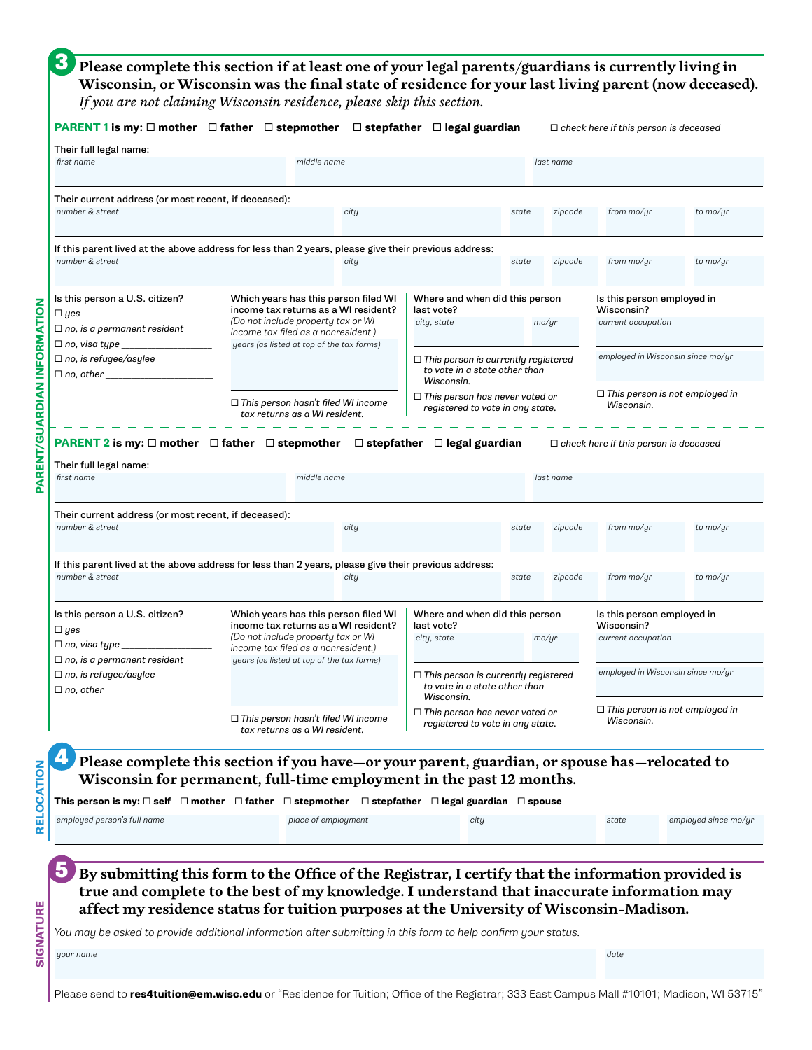## 3 Please complete this section if at least one of your legal parents/guardians is currently living in Wisconsin, or Wisconsin was the final state of residence for your last living parent (now deceased).

*If you are not claiming Wisconsin residence, please skip this section.*

PARENT/GUARDIAN INFORMATION

**PARENT 1 is my:** ☐ mother ☐ father ☐ stepmother ☐ stepfather ☐ legal guardian ☐ *check here if this person is deceased*

Their full legal name:

| *first name* | *middle name* | *last name* |
|---|---|---|
| | | |

Their current address (or most recent, if deceased):

| *number & street* | *city* | *state* | *zipcode* | *from mo/yr* | *to mo/yr* |
|---|---|---|---|---|---|
| | | | | | |

If this parent lived at the above address for less than 2 years, please give their previous address:

| *number & street* | *city* | *state* | *zipcode* | *from mo/yr* | *to mo/yr* |
|---|---|---|---|---|---|
| | | | | | |

Is this person a U.S. citizen?
- ☐ *yes*
- ☐ *no, is a permanent resident*
- ☐ *no, visa type* ________________
- ☐ *no, is refugee/asylee*
- ☐ *no, other* ____________________

Which years has this person filed WI income tax returns as a WI resident? *(Do not include property tax or WI income tax filed as a nonresident.)*

*years (as listed at top of the tax forms)*

☐ *This person hasn't filed WI income tax returns as a WI resident.*

Where and when did this person last vote?

| *city, state* | *mo/yr* |
|---|---|
| | |

☐ *This person is currently registered to vote in a state other than Wisconsin.*

☐ *This person has never voted or registered to vote in any state.*

Is this person employed in Wisconsin?

*current occupation*

*employed in Wisconsin since mo/yr*

☐ *This person is not employed in Wisconsin.*

---

**PARENT 2 is my:** ☐ mother ☐ father ☐ stepmother ☐ stepfather ☐ legal guardian ☐ *check here if this person is deceased*

Their full legal name:

| *first name* | *middle name* | *last name* |
|---|---|---|
| | | |

Their current address (or most recent, if deceased):

| *number & street* | *city* | *state* | *zipcode* | *from mo/yr* | *to mo/yr* |
|---|---|---|---|---|---|
| | | | | | |

If this parent lived at the above address for less than 2 years, please give their previous address:

| *number & street* | *city* | *state* | *zipcode* | *from mo/yr* | *to mo/yr* |
|---|---|---|---|---|---|
| | | | | | |

Is this person a U.S. citizen?
- ☐ *yes*
- ☐ *no, visa type* ________________
- ☐ *no, is a permanent resident*
- ☐ *no, is refugee/asylee*
- ☐ *no, other* ____________________

Which years has this person filed WI income tax returns as a WI resident? *(Do not include property tax or WI income tax filed as a nonresident.)*

*years (as listed at top of the tax forms)*

☐ *This person hasn't filed WI income tax returns as a WI resident.*

Where and when did this person last vote?

| *city, state* | *mo/yr* |
|---|---|
| | |

☐ *This person is currently registered to vote in a state other than Wisconsin.*

☐ *This person has never voted or registered to vote in any state.*

Is this person employed in Wisconsin?

*current occupation*

*employed in Wisconsin since mo/yr*

☐ *This person is not employed in Wisconsin.*

## 4 Please complete this section if you have—or your parent, guardian, or spouse has—relocated to Wisconsin for permanent, full-time employment in the past 12 months.

RELOCATION

**This person is my:** ☐ self ☐ mother ☐ father ☐ stepmother ☐ stepfather ☐ legal guardian ☐ spouse

| *employed person's full name* | *place of employment* | *city* | *state* | *employed since mo/yr* |
|---|---|---|---|---|
| | | | | |

## 5 By submitting this form to the Office of the Registrar, I certify that the information provided is true and complete to the best of my knowledge. I understand that inaccurate information may affect my residence status for tuition purposes at the University of Wisconsin–Madison.

SIGNATURE

*You may be asked to provide additional information after submitting in this form to help confirm your status.*

| *your name* | *date* |
|---|---|
| | |

Please send to **res4tuition@em.wisc.edu** or "Residence for Tuition; Office of the Registrar; 333 East Campus Mall #10101; Madison, WI 53715"